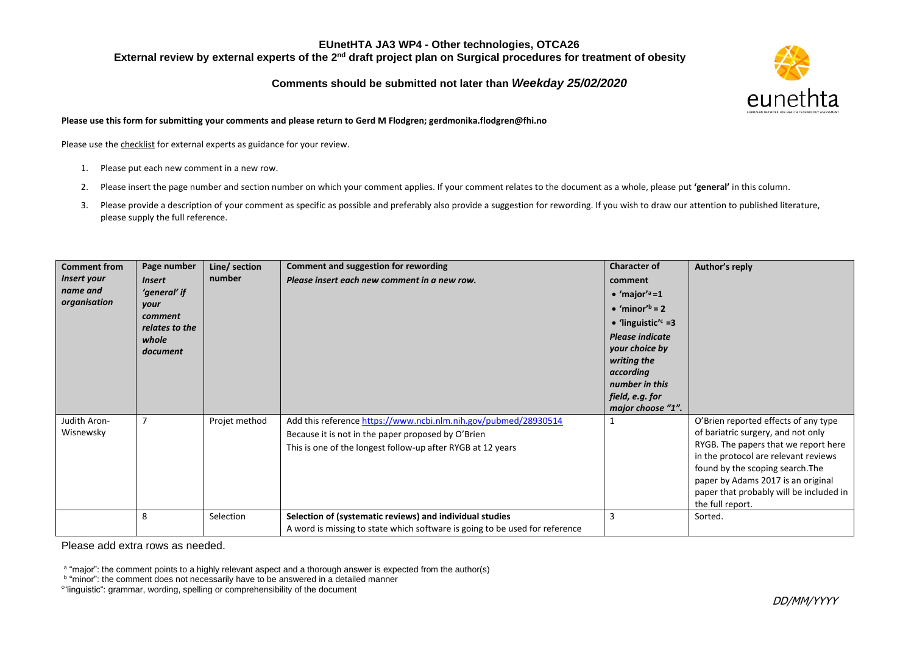**EUnetHTA JA3 WP4 - Other technologies, OTCA26**
**External review by external experts of the 2nd draft project plan on Surgical procedures for treatment of obesity**

**Comments should be submitted not later than *Weekday 25/02/2020***

**Please use this form for submitting your comments and please return to Gerd M Flodgren; gerdmonika.flodgren@fhi.no**

Please use the checklist for external experts as guidance for your review.

1. Please put each new comment in a new row.
2. Please insert the page number and section number on which your comment applies. If your comment relates to the document as a whole, please put **'general'** in this column.
3. Please provide a description of your comment as specific as possible and preferably also provide a suggestion for rewording. If you wish to draw our attention to published literature, please supply the full reference.

| **Comment from** *Insert your name and organisation* | **Page number** *Insert 'general' if your comment relates to the whole document* | **Line/ section number** | **Comment and suggestion for rewording** *Please insert each new comment in a new row.* | **Character of comment** • 'major'[a] =1 • 'minor'[b] = 2 • 'linguistic'[c] =3 *Please indicate your choice by writing the according number in this field, e.g. for major choose "1".* | **Author's reply** |
|---|---|---|---|---|---|
| Judith Aron-Wisnewsky | 7 | Projet method | Add this reference https://www.ncbi.nlm.nih.gov/pubmed/28930514 Because it is not in the paper proposed by O'Brien This is one of the longest follow-up after RYGB at 12 years | 1 | O'Brien reported effects of any type of bariatric surgery, and not only RYGB. The papers that we report here in the protocol are relevant reviews found by the scoping search.The paper by Adams 2017 is an original paper that probably will be included in the full report. |
| | 8 | Selection | **Selection of (systematic reviews) and individual studies** A word is missing to state which software is going to be used for reference | 3 | Sorted. |

Please add extra rows as needed.

[a] "major": the comment points to a highly relevant aspect and a thorough answer is expected from the author(s)
[b] "minor": the comment does not necessarily have to be answered in a detailed manner
[c] "linguistic": grammar, wording, spelling or comprehensibility of the document

DD/MM/YYYY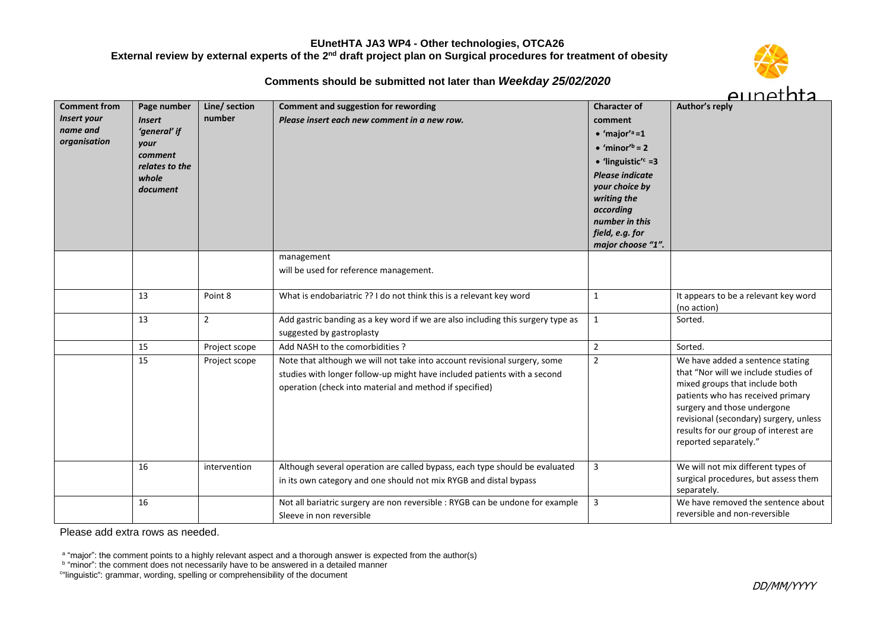# EUnetHTA JA3 WP4 - Other technologies, OTCA26

**External review by external experts of the 2nd draft project plan on Surgical procedures for treatment of obesity**

**Comments should be submitted not later than *Weekday 25/02/2020***

| **Comment from** *Insert your name and organisation* | **Page number** *Insert 'general' if your comment relates to the whole document* | **Line/ section number** | **Comment and suggestion for rewording** *Please insert each new comment in a new row.* | **Character of comment** • 'major'[a] =1 • 'minor'[b] = 2 • 'linguistic'[c] =3 *Please indicate your choice by writing the according number in this field, e.g. for major choose "1".* | **Author's reply** |
|---|---|---|---|---|---|
| | | | management will be used for reference management. | | |
| | 13 | Point 8 | What is endobariatric ?? I do not think this is a relevant key word | 1 | It appears to be a relevant key word (no action) |
| | 13 | 2 | Add gastric banding as a key word if we are also including this surgery type as suggested by gastroplasty | 1 | Sorted. |
| | 15 | Project scope | Add NASH to the comorbidities ? | 2 | Sorted. |
| | 15 | Project scope | Note that although we will not take into account revisional surgery, some studies with longer follow-up might have included patients with a second operation (check into material and method if specified) | 2 | We have added a sentence stating that "Nor will we include studies of mixed groups that include both patients who has received primary surgery and those undergone revisional (secondary) surgery, unless results for our group of interest are reported separately." |
| | 16 | intervention | Although several operation are called bypass, each type should be evaluated in its own category and one should not mix RYGB and distal bypass | 3 | We will not mix different types of surgical procedures, but assess them separately. |
| | 16 | | Not all bariatric surgery are non reversible : RYGB can be undone for example Sleeve in non reversible | 3 | We have removed the sentence about reversible and non-reversible |

Please add extra rows as needed.

[a] "major": the comment points to a highly relevant aspect and a thorough answer is expected from the author(s)
[b] "minor": the comment does not necessarily have to be answered in a detailed manner
[c] "linguistic": grammar, wording, spelling or comprehensibility of the document

DD/MM/YYYY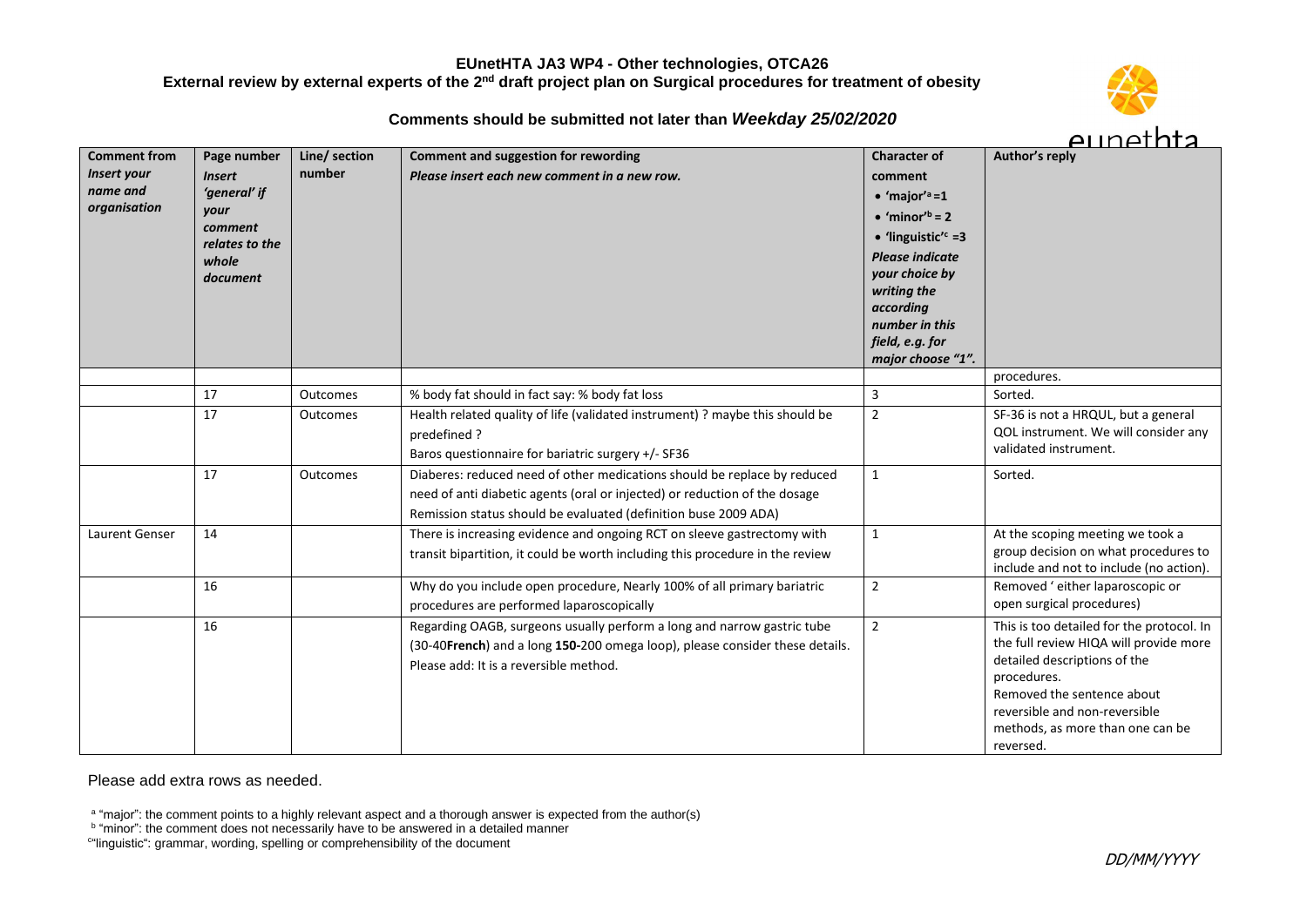**EUnetHTA JA3 WP4 - Other technologies, OTCA26**
**External review by external experts of the 2[nd] draft project plan on Surgical procedures for treatment of obesity**

**Comments should be submitted not later than *Weekday 25/02/2020***

| **Comment from** *Insert your name and organisation* | **Page number** *Insert 'general' if your comment relates to the whole document* | **Line/ section number** | **Comment and suggestion for rewording** *Please insert each new comment in a new row.* | **Character of comment** • 'major'[a] =1 • 'minor'[b] = 2 • 'linguistic'[c] =3 *Please indicate your choice by writing the according number in this field, e.g. for major choose "1".* | **Author's reply** |
|---|---|---|---|---|---|
| | | | | | procedures. |
| | 17 | Outcomes | % body fat should in fact say: % body fat loss | 3 | Sorted. |
| | 17 | Outcomes | Health related quality of life (validated instrument) ? maybe this should be predefined ? Baros questionnaire for bariatric surgery +/- SF36 | 2 | SF-36 is not a HRQUL, but a general QOL instrument. We will consider any validated instrument. |
| | 17 | Outcomes | Diaberes: reduced need of other medications should be replace by reduced need of anti diabetic agents (oral or injected) or reduction of the dosage Remission status should be evaluated (definition buse 2009 ADA) | 1 | Sorted. |
| Laurent Genser | 14 | | There is increasing evidence and ongoing RCT on sleeve gastrectomy with transit bipartition, it could be worth including this procedure in the review | 1 | At the scoping meeting we took a group decision on what procedures to include and not to include (no action). |
| | 16 | | Why do you include open procedure, Nearly 100% of all primary bariatric procedures are performed laparoscopically | 2 | Removed ' either laparoscopic or open surgical procedures) |
| | 16 | | Regarding OAGB, surgeons usually perform a long and narrow gastric tube (30-40**French**) and a long **150-**200 omega loop), please consider these details. Please add: It is a reversible method. | 2 | This is too detailed for the protocol. In the full review HIQA will provide more detailed descriptions of the procedures. Removed the sentence about reversible and non-reversible methods, as more than one can be reversed. |

Please add extra rows as needed.

[a] "major": the comment points to a highly relevant aspect and a thorough answer is expected from the author(s)
[b] "minor": the comment does not necessarily have to be answered in a detailed manner
[c] "linguistic": grammar, wording, spelling or comprehensibility of the document

DD/MM/YYYY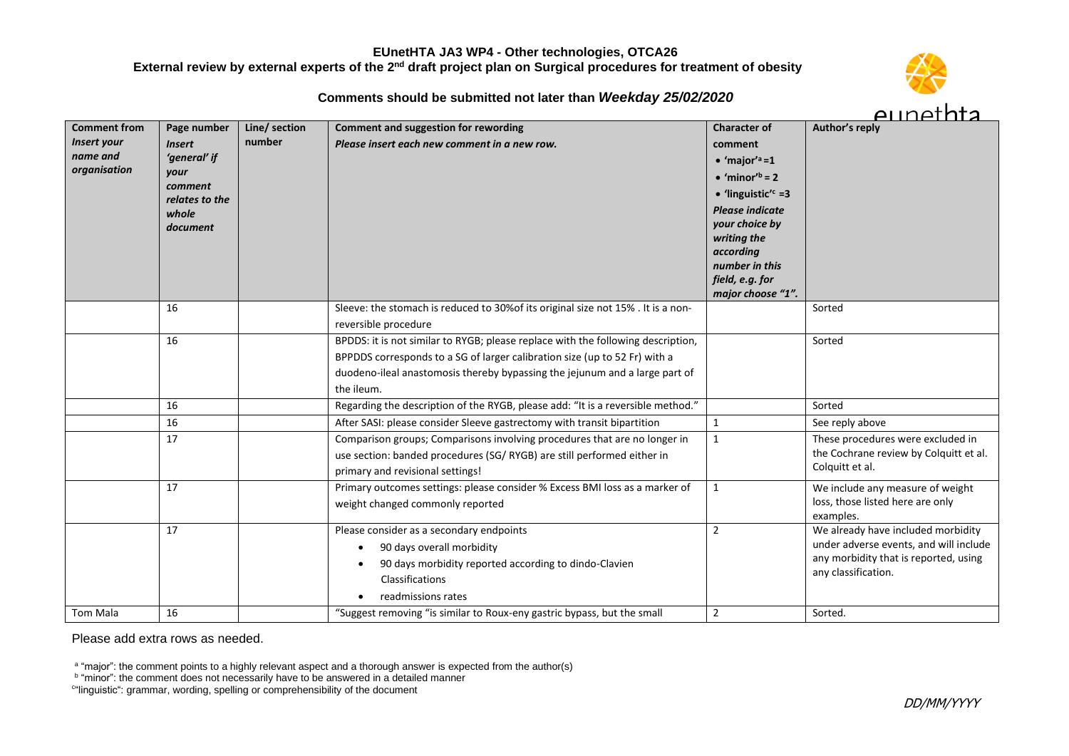**EUnetHTA JA3 WP4 - Other technologies, OTCA26**
**External review by external experts of the 2nd draft project plan on Surgical procedures for treatment of obesity**

**Comments should be submitted not later than *Weekday 25/02/2020***

| **Comment from** *Insert your name and organisation* | **Page number** *Insert 'general' if your comment relates to the whole document* | **Line/ section number** | **Comment and suggestion for rewording** *Please insert each new comment in a new row.* | **Character of comment** • 'major'[a] =1 • 'minor'[b] = 2 • 'linguistic'[c] =3 *Please indicate your choice by writing the according number in this field, e.g. for major choose "1".* | **Author's reply** |
|---|---|---|---|---|---|
| | 16 | | Sleeve: the stomach is reduced to 30%of its original size not 15% . It is a non-reversible procedure | | Sorted |
| | 16 | | BPDDS: it is not similar to RYGB; please replace with the following description, BPPDDS corresponds to a SG of larger calibration size (up to 52 Fr) with a duodeno-ileal anastomosis thereby bypassing the jejunum and a large part of the ileum. | | Sorted |
| | 16 | | Regarding the description of the RYGB, please add: "It is a reversible method." | | Sorted |
| | 16 | | After SASI: please consider Sleeve gastrectomy with transit bipartition | 1 | See reply above |
| | 17 | | Comparison groups; Comparisons involving procedures that are no longer in use section: banded procedures (SG/ RYGB) are still performed either in primary and revisional settings! | 1 | These procedures were excluded in the Cochrane review by Colquitt et al. Colquitt et al. |
| | 17 | | Primary outcomes settings: please consider % Excess BMI loss as a marker of weight changed commonly reported | 1 | We include any measure of weight loss, those listed here are only examples. |
| | 17 | | Please consider as a secondary endpoints • 90 days overall morbidity • 90 days morbidity reported according to dindo-Clavien Classifications • readmissions rates | 2 | We already have included morbidity under adverse events, and will include any morbidity that is reported, using any classification. |
| Tom Mala | 16 | | "Suggest removing "is similar to Roux-eny gastric bypass, but the small | 2 | Sorted. |

Please add extra rows as needed.

[a] "major": the comment points to a highly relevant aspect and a thorough answer is expected from the author(s)
[b] "minor": the comment does not necessarily have to be answered in a detailed manner
[c] "linguistic": grammar, wording, spelling or comprehensibility of the document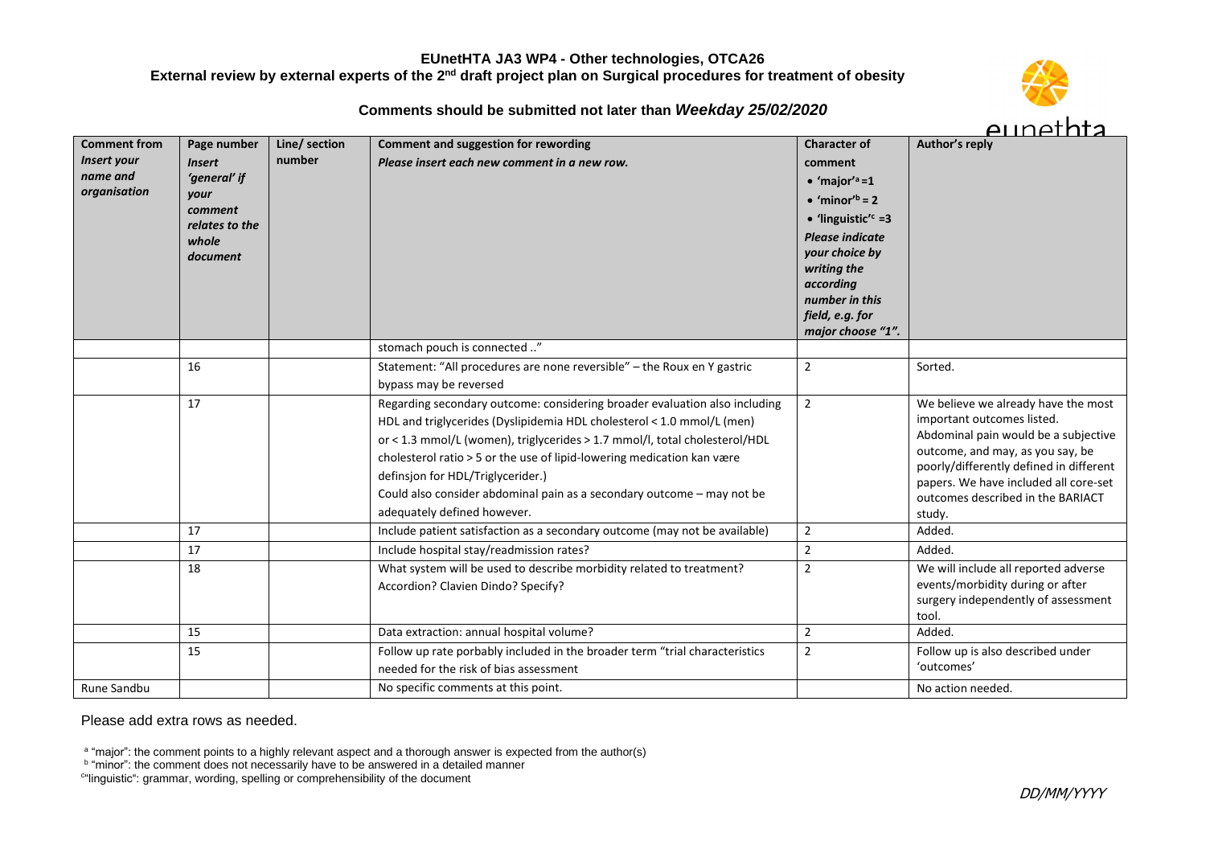# EUnetHTA JA3 WP4 - Other technologies, OTCA26

## External review by external experts of the 2nd draft project plan on Surgical procedures for treatment of obesity

**Comments should be submitted not later than *Weekday 25/02/2020***

| Comment from *Insert your name and organisation* | Page number *Insert 'general' if your comment relates to the whole document* | Line/ section number | Comment and suggestion for rewording *Please insert each new comment in a new row.* | Character of comment • 'major'[a] =1 • 'minor'[b] = 2 • 'linguistic'[c] =3 *Please indicate your choice by writing the according number in this field, e.g. for major choose "1".* | Author's reply |
|---|---|---|---|---|---|
| | | | stomach pouch is connected .." | | |
| | 16 | | Statement: "All procedures are none reversible" – the Roux en Y gastric bypass may be reversed | 2 | Sorted. |
| | 17 | | Regarding secondary outcome: considering broader evaluation also including HDL and triglycerides (Dyslipidemia HDL cholesterol < 1.0 mmol/L (men) or < 1.3 mmol/L (women), triglycerides > 1.7 mmol/l, total cholesterol/HDL cholesterol ratio > 5 or the use of lipid-lowering medication kan være definsjon for HDL/Triglycerider.) Could also consider abdominal pain as a secondary outcome – may not be adequately defined however. | 2 | We believe we already have the most important outcomes listed. Abdominal pain would be a subjective outcome, and may, as you say, be poorly/differently defined in different papers. We have included all core-set outcomes described in the BARIACT study. |
| | 17 | | Include patient satisfaction as a secondary outcome (may not be available) | 2 | Added. |
| | 17 | | Include hospital stay/readmission rates? | 2 | Added. |
| | 18 | | What system will be used to describe morbidity related to treatment? Accordion? Clavien Dindo? Specify? | 2 | We will include all reported adverse events/morbidity during or after surgery independently of assessment tool. |
| | 15 | | Data extraction: annual hospital volume? | 2 | Added. |
| | 15 | | Follow up rate porbably included in the broader term "trial characteristics needed for the risk of bias assessment | 2 | Follow up is also described under 'outcomes' |
| Rune Sandbu | | | No specific comments at this point. | | No action needed. |

Please add extra rows as needed.

[a] "major": the comment points to a highly relevant aspect and a thorough answer is expected from the author(s)
[b] "minor": the comment does not necessarily have to be answered in a detailed manner
[c] "linguistic": grammar, wording, spelling or comprehensibility of the document

DD/MM/YYYY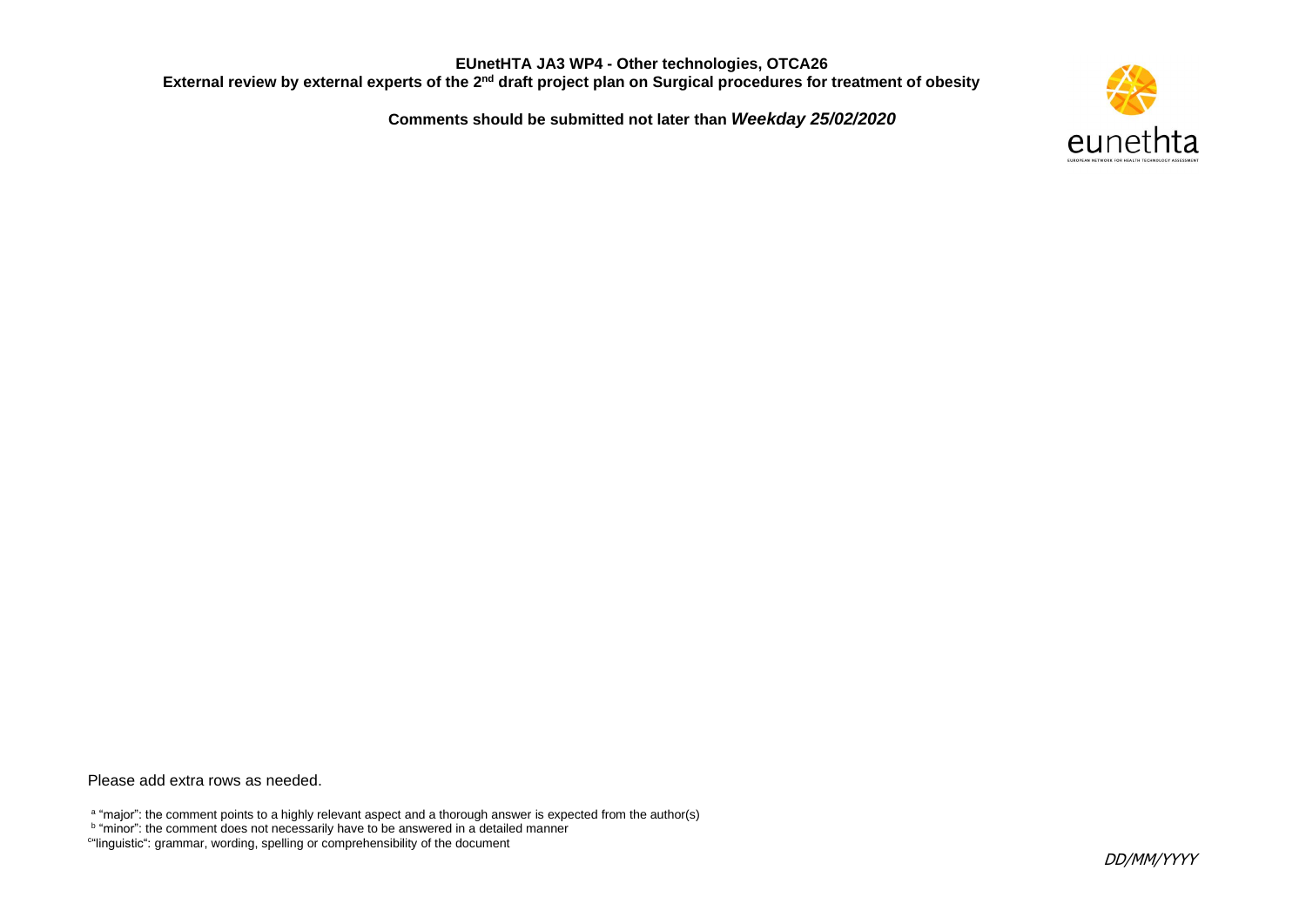**EUnetHTA JA3 WP4 - Other technologies, OTCA26**
**External review by external experts of the 2nd draft project plan on Surgical procedures for treatment of obesity**

**Comments should be submitted not later than *Weekday 25/02/2020***

Please add extra rows as needed.

[a] "major": the comment points to a highly relevant aspect and a thorough answer is expected from the author(s)
[b] "minor": the comment does not necessarily have to be answered in a detailed manner
[c] "linguistic": grammar, wording, spelling or comprehensibility of the document

*DD/MM/YYYY*